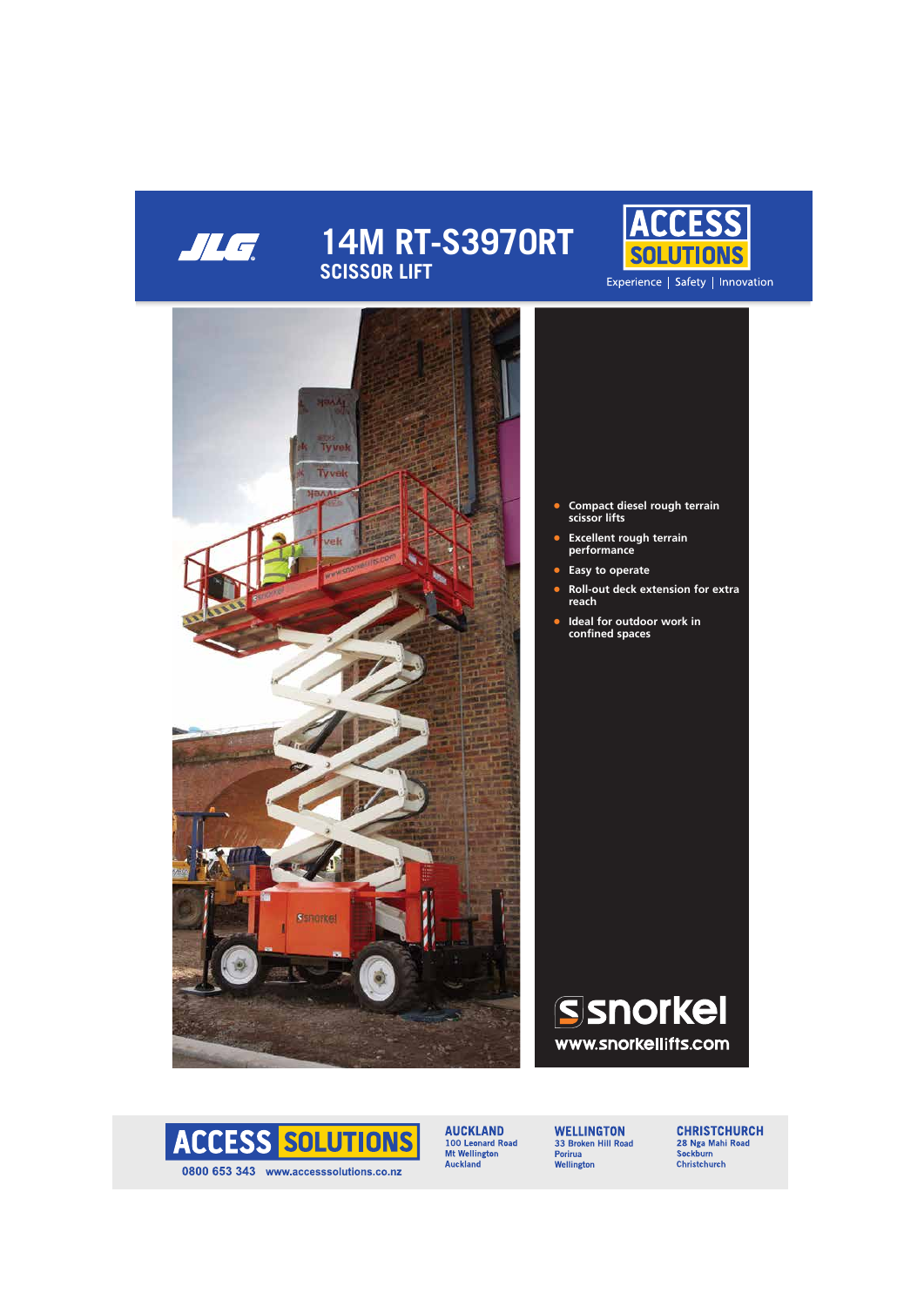JLG

# 14M RT-S3970RT

## SCISSOR LIFT

ACCESS SOLUTIONS

Experience | Safety | Innovation

- Compact diesel rough terrain scissor lifts
- Excellent rough terrain performance
- Easy to operate
- Roll-out deck extension for extra reach
- Ideal for outdoor work in confined spaces

snorkel

www.snorkellifts.com

ACCESS SOLUTIONS

0800 653 343 www.accesssolutions.co.nz

**AUCKLAND**
100 Leonard Road
Mt Wellington
Auckland

**WELLINGTON**
33 Broken Hill Road
Porirua
Wellington

**CHRISTCHURCH**
28 Nga Mahi Road
Sockburn
Christchurch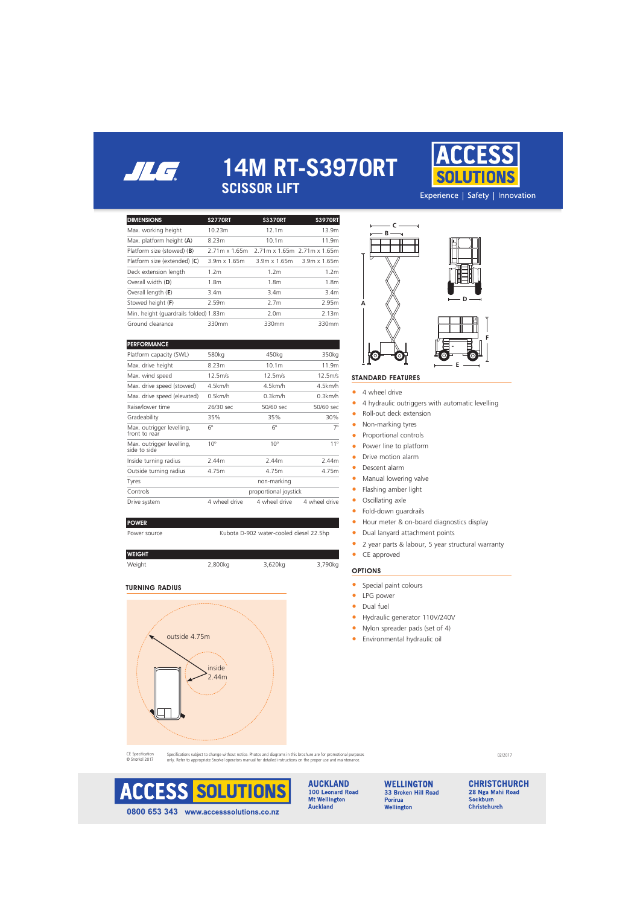# 14M RT-S3970RT

## SCISSOR LIFT

ACCESS SOLUTIONS

Experience | Safety | Innovation

| DIMENSIONS | S2770RT | S3370RT | S3970RT |
|---|---|---|---|
| Max. working height | 10.23m | 12.1m | 13.9m |
| Max. platform height (**A**) | 8.23m | 10.1m | 11.9m |
| Platform size (stowed) (**B**) | 2.71m x 1.65m | 2.71m x 1.65m | 2.71m x 1.65m |
| Platform size (extended) (**C**) | 3.9m x 1.65m | 3.9m x 1.65m | 3.9m x 1.65m |
| Deck extension length | 1.2m | 1.2m | 1.2m |
| Overall width (**D**) | 1.8m | 1.8m | 1.8m |
| Overall length (**E**) | 3.4m | 3.4m | 3.4m |
| Stowed height (**F**) | 2.59m | 2.7m | 2.95m |
| Min. height (guardrails folded) | 1.83m | 2.0m | 2.13m |
| Ground clearance | 330mm | 330mm | 330mm |

| PERFORMANCE | | | |
|---|---|---|---|
| Platform capacity (SWL) | 580kg | 450kg | 350kg |
| Max. drive height | 8.23m | 10.1m | 11.9m |
| Max. wind speed | 12.5m/s | 12.5m/s | 12.5m/s |
| Max. drive speed (stowed) | 4.5km/h | 4.5km/h | 4.5km/h |
| Max. drive speed (elevated) | 0.5km/h | 0.3km/h | 0.3km/h |
| Raise/lower time | 26/30 sec | 50/60 sec | 50/60 sec |
| Gradeability | 35% | 35% | 30% |
| Max. outrigger levelling, front to rear | 6° | 6° | 7° |
| Max. outrigger levelling, side to side | 10° | 10° | 11° |
| Inside turning radius | 2.44m | 2.44m | 2.44m |
| Outside turning radius | 4.75m | 4.75m | 4.75m |
| Tyres | | non-marking | |
| Controls | | proportional joystick | |
| Drive system | 4 wheel drive | 4 wheel drive | 4 wheel drive |

| POWER | |
|---|---|
| Power source | Kubota D-902 water-cooled diesel 22.5hp |

| WEIGHT | | | |
|---|---|---|---|
| Weight | 2,800kg | 3,620kg | 3,790kg |

### TURNING RADIUS

outside 4.75m

inside 2.44m

C
B
A
D
E
F

### STANDARD FEATURES

- 4 wheel drive
- 4 hydraulic outriggers with automatic levelling
- Roll-out deck extension
- Non-marking tyres
- Proportional controls
- Power line to platform
- Drive motion alarm
- Descent alarm
- Manual lowering valve
- Flashing amber light
- Oscillating axle
- Fold-down guardrails
- Hour meter & on-board diagnostics display
- Dual lanyard attachment points
- 2 year parts & labour, 5 year structural warranty
- CE approved

### OPTIONS

- Special paint colours
- LPG power
- Dual fuel
- Hydraulic generator 110V/240V
- Nylon spreader pads (set of 4)
- Environmental hydraulic oil

CE Specification
© Snorkel 2017

Specifications subject to change without notice. Photos and diagrams in this brochure are for promotional purposes only. Refer to appropriate Snorkel operators manual for detailed instructions on the proper use and maintenance.

02/2017

ACCESS SOLUTIONS

0800 653 343 www.accesssolutions.co.nz

**AUCKLAND**
100 Leonard Road
Mt Wellington
Auckland

**WELLINGTON**
33 Broken Hill Road
Porirua
Wellington

**CHRISTCHURCH**
28 Nga Mahi Road
Sockburn
Christchurch